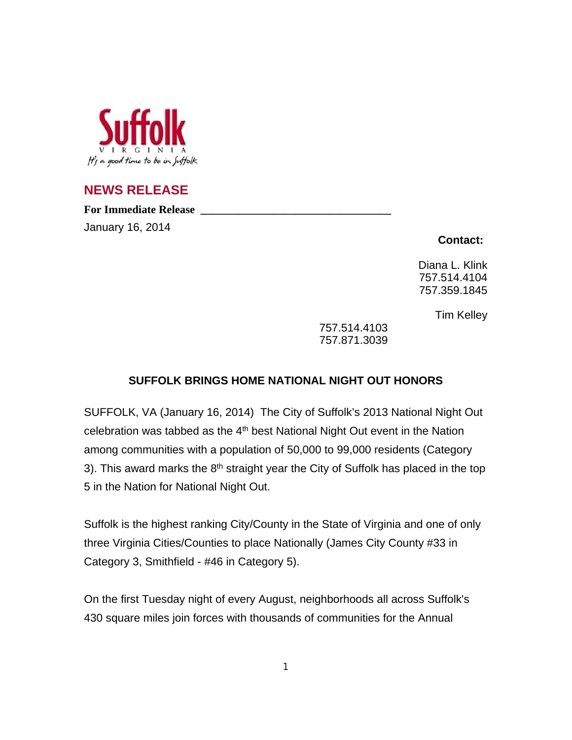Suffolk
VIRGINIA
It's a good time to be in Suffolk

## NEWS RELEASE

**For Immediate Release**

January 16, 2014

**Contact:**

Diana L. Klink
757.514.4104
757.359.1845

Tim Kelley
757.514.4103
757.871.3039

### SUFFOLK BRINGS HOME NATIONAL NIGHT OUT HONORS

SUFFOLK, VA (January 16, 2014) The City of Suffolk's 2013 National Night Out celebration was tabbed as the 4th best National Night Out event in the Nation among communities with a population of 50,000 to 99,000 residents (Category 3). This award marks the 8th straight year the City of Suffolk has placed in the top 5 in the Nation for National Night Out.

Suffolk is the highest ranking City/County in the State of Virginia and one of only three Virginia Cities/Counties to place Nationally (James City County #33 in Category 3, Smithfield - #46 in Category 5).

On the first Tuesday night of every August, neighborhoods all across Suffolk's 430 square miles join forces with thousands of communities for the Annual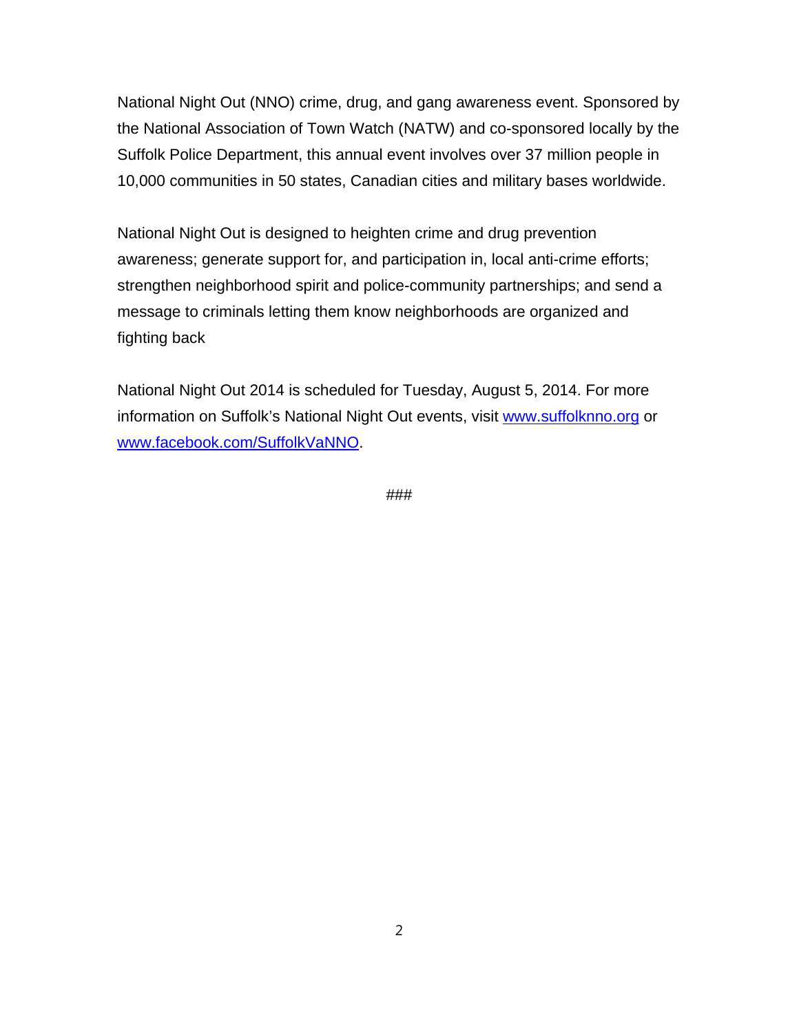National Night Out (NNO) crime, drug, and gang awareness event. Sponsored by the National Association of Town Watch (NATW) and co-sponsored locally by the Suffolk Police Department, this annual event involves over 37 million people in 10,000 communities in 50 states, Canadian cities and military bases worldwide.

National Night Out is designed to heighten crime and drug prevention awareness; generate support for, and participation in, local anti-crime efforts; strengthen neighborhood spirit and police-community partnerships; and send a message to criminals letting them know neighborhoods are organized and fighting back

National Night Out 2014 is scheduled for Tuesday, August 5, 2014. For more information on Suffolk's National Night Out events, visit [www.suffolknno.org](http://www.suffolknno.org) or [www.facebook.com/SuffolkVaNNO](http://www.facebook.com/SuffolkVaNNO).

###